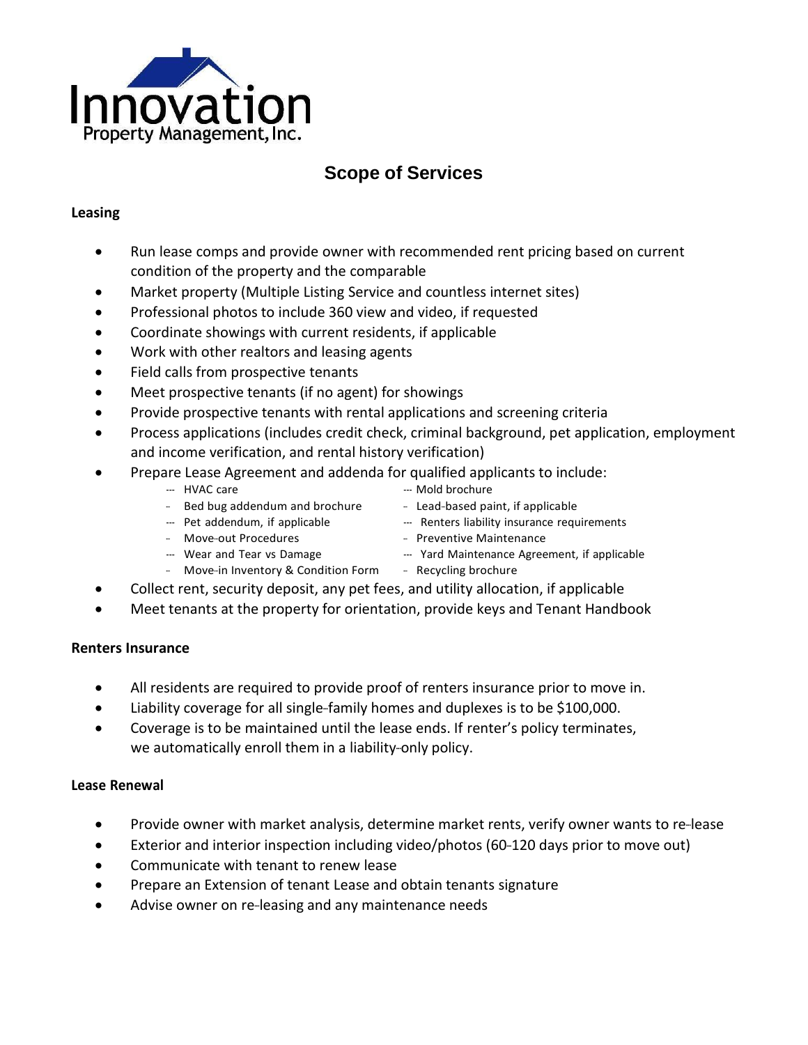Innovation Property Management, Inc.

# Scope of Services

**Leasing**

- Run lease comps and provide owner with recommended rent pricing based on current condition of the property and the comparable
- Market property (Multiple Listing Service and countless internet sites)
- Professional photos to include 360 view and video, if requested
- Coordinate showings with current residents, if applicable
- Work with other realtors and leasing agents
- Field calls from prospective tenants
- Meet prospective tenants (if no agent) for showings
- Provide prospective tenants with rental applications and screening criteria
- Process applications (includes credit check, criminal background, pet application, employment and income verification, and rental history verification)
- Prepare Lease Agreement and addenda for qualified applicants to include:
  - HVAC care
  - Bed bug addendum and brochure
  - Pet addendum, if applicable
  - Move-out Procedures
  - Wear and Tear vs Damage
  - Move-in Inventory & Condition Form
  - Mold brochure
  - Lead-based paint, if applicable
  - Renters liability insurance requirements
  - Preventive Maintenance
  - Yard Maintenance Agreement, if applicable
  - Recycling brochure
- Collect rent, security deposit, any pet fees, and utility allocation, if applicable
- Meet tenants at the property for orientation, provide keys and Tenant Handbook

**Renters Insurance**

- All residents are required to provide proof of renters insurance prior to move in.
- Liability coverage for all single-family homes and duplexes is to be $100,000.
- Coverage is to be maintained until the lease ends. If renter's policy terminates, we automatically enroll them in a liability-only policy.

**Lease Renewal**

- Provide owner with market analysis, determine market rents, verify owner wants to re-lease
- Exterior and interior inspection including video/photos (60-120 days prior to move out)
- Communicate with tenant to renew lease
- Prepare an Extension of tenant Lease and obtain tenants signature
- Advise owner on re-leasing and any maintenance needs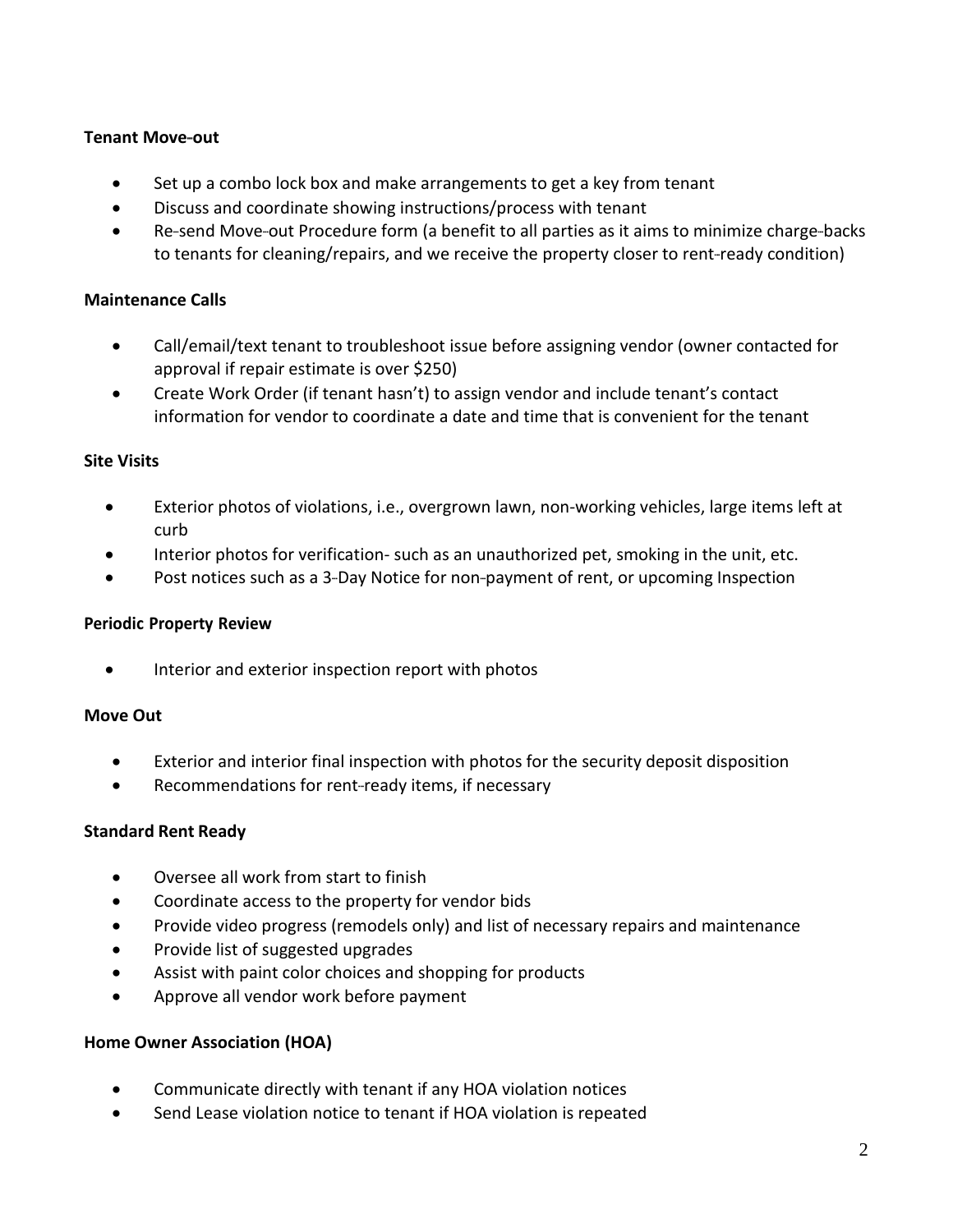**Tenant Move-out**

- Set up a combo lock box and make arrangements to get a key from tenant
- Discuss and coordinate showing instructions/process with tenant
- Re-send Move-out Procedure form (a benefit to all parties as it aims to minimize charge-backs to tenants for cleaning/repairs, and we receive the property closer to rent-ready condition)

**Maintenance Calls**

- Call/email/text tenant to troubleshoot issue before assigning vendor (owner contacted for approval if repair estimate is over $250)
- Create Work Order (if tenant hasn't) to assign vendor and include tenant's contact information for vendor to coordinate a date and time that is convenient for the tenant

**Site Visits**

- Exterior photos of violations, i.e., overgrown lawn, non-working vehicles, large items left at curb
- Interior photos for verification- such as an unauthorized pet, smoking in the unit, etc.
- Post notices such as a 3-Day Notice for non-payment of rent, or upcoming Inspection

**Periodic Property Review**

- Interior and exterior inspection report with photos

**Move Out**

- Exterior and interior final inspection with photos for the security deposit disposition
- Recommendations for rent-ready items, if necessary

**Standard Rent Ready**

- Oversee all work from start to finish
- Coordinate access to the property for vendor bids
- Provide video progress (remodels only) and list of necessary repairs and maintenance
- Provide list of suggested upgrades
- Assist with paint color choices and shopping for products
- Approve all vendor work before payment

**Home Owner Association (HOA)**

- Communicate directly with tenant if any HOA violation notices
- Send Lease violation notice to tenant if HOA violation is repeated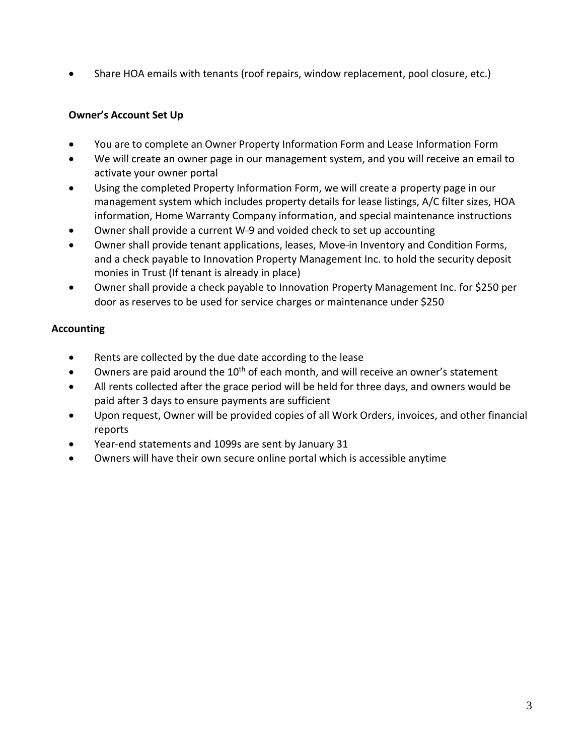- Share HOA emails with tenants (roof repairs, window replacement, pool closure, etc.)

**Owner's Account Set Up**

- You are to complete an Owner Property Information Form and Lease Information Form
- We will create an owner page in our management system, and you will receive an email to activate your owner portal
- Using the completed Property Information Form, we will create a property page in our management system which includes property details for lease listings, A/C filter sizes, HOA information, Home Warranty Company information, and special maintenance instructions
- Owner shall provide a current W-9 and voided check to set up accounting
- Owner shall provide tenant applications, leases, Move-in Inventory and Condition Forms, and a check payable to Innovation Property Management Inc. to hold the security deposit monies in Trust (If tenant is already in place)
- Owner shall provide a check payable to Innovation Property Management Inc. for $250 per door as reserves to be used for service charges or maintenance under $250

**Accounting**

- Rents are collected by the due date according to the lease
- Owners are paid around the 10th of each month, and will receive an owner's statement
- All rents collected after the grace period will be held for three days, and owners would be paid after 3 days to ensure payments are sufficient
- Upon request, Owner will be provided copies of all Work Orders, invoices, and other financial reports
- Year-end statements and 1099s are sent by January 31
- Owners will have their own secure online portal which is accessible anytime